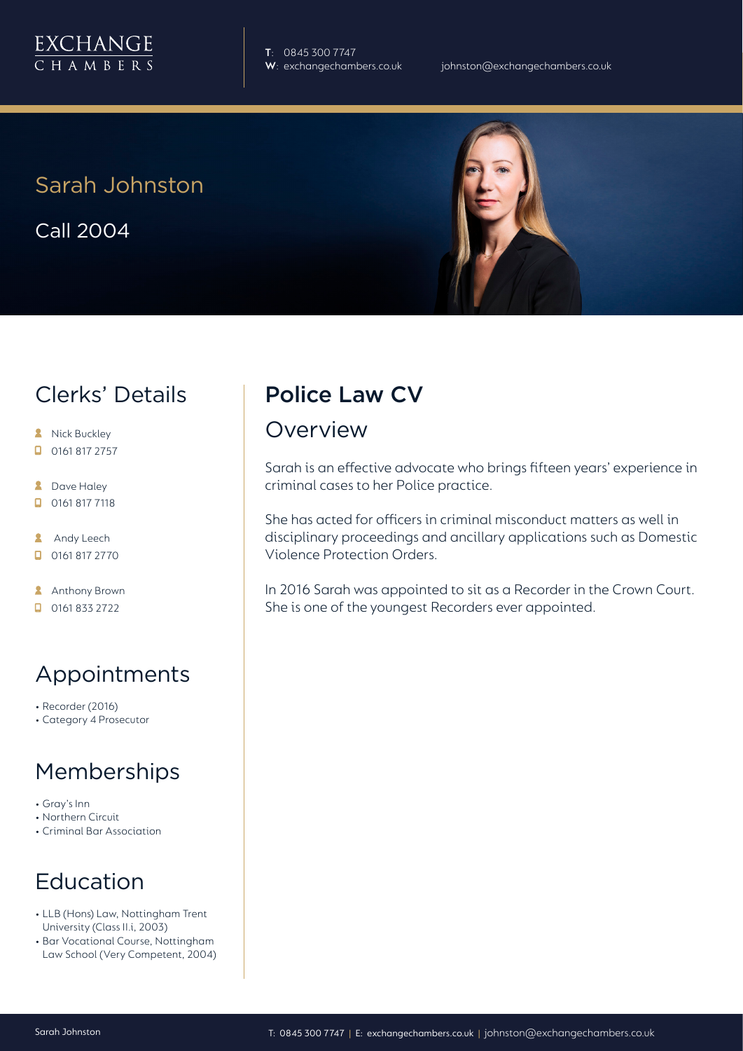EXCHANGE
CHAMBERS

**T**: 0845 300 7747
**W**: exchangechambers.co.uk

johnston@exchangechambers.co.uk

# Sarah Johnston

Call 2004

## Clerks' Details

- Nick Buckley
- 0161 817 2757
- Dave Haley
- 0161 817 7118
- Andy Leech
- 0161 817 2770
- Anthony Brown
- 0161 833 2722

## Appointments

- Recorder (2016)
- Category 4 Prosecutor

## Memberships

- Gray's Inn
- Northern Circuit
- Criminal Bar Association

## Education

- LLB (Hons) Law, Nottingham Trent University (Class II.i, 2003)
- Bar Vocational Course, Nottingham Law School (Very Competent, 2004)

## Police Law CV

### Overview

Sarah is an effective advocate who brings fifteen years' experience in criminal cases to her Police practice.

She has acted for officers in criminal misconduct matters as well in disciplinary proceedings and ancillary applications such as Domestic Violence Protection Orders.

In 2016 Sarah was appointed to sit as a Recorder in the Crown Court. She is one of the youngest Recorders ever appointed.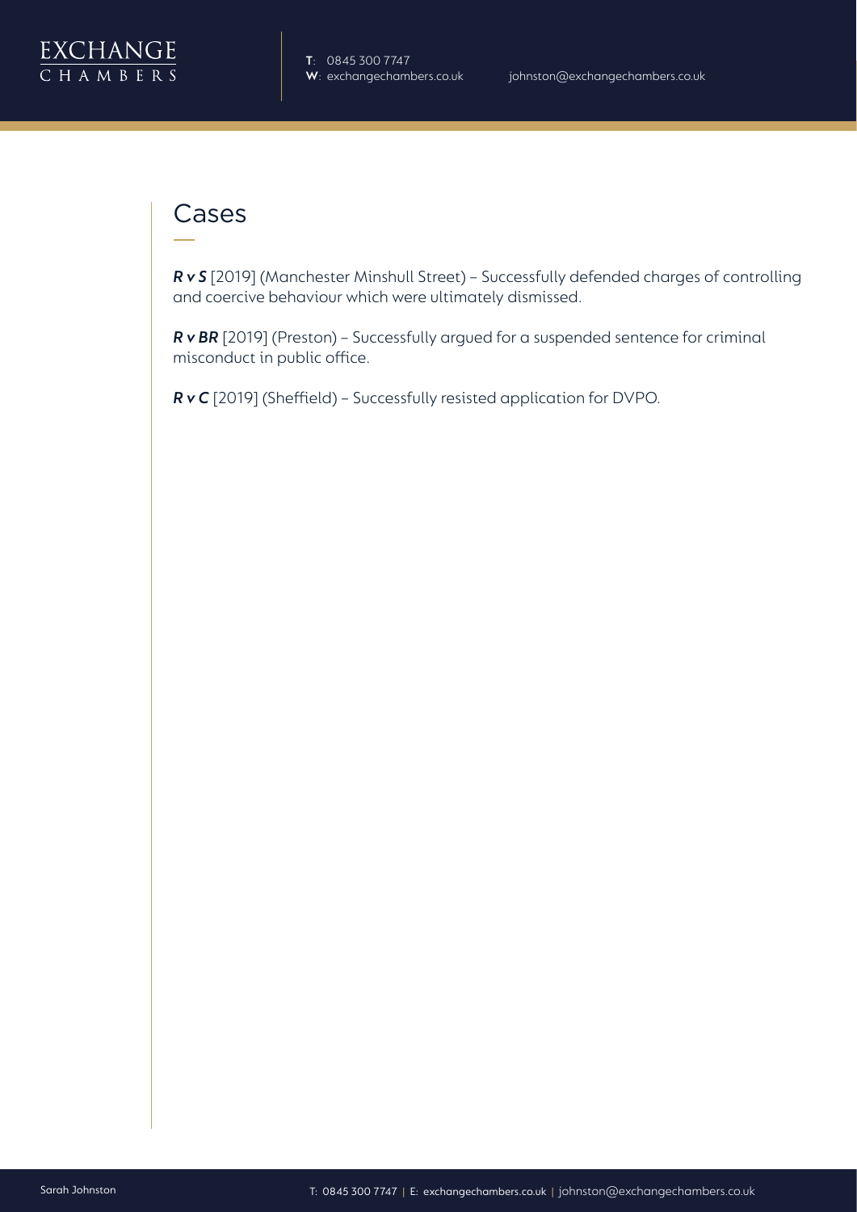## Cases

***R v S*** [2019] (Manchester Minshull Street) – Successfully defended charges of controlling and coercive behaviour which were ultimately dismissed.

***R v BR*** [2019] (Preston) – Successfully argued for a suspended sentence for criminal misconduct in public office.

***R v C*** [2019] (Sheffield) – Successfully resisted application for DVPO.